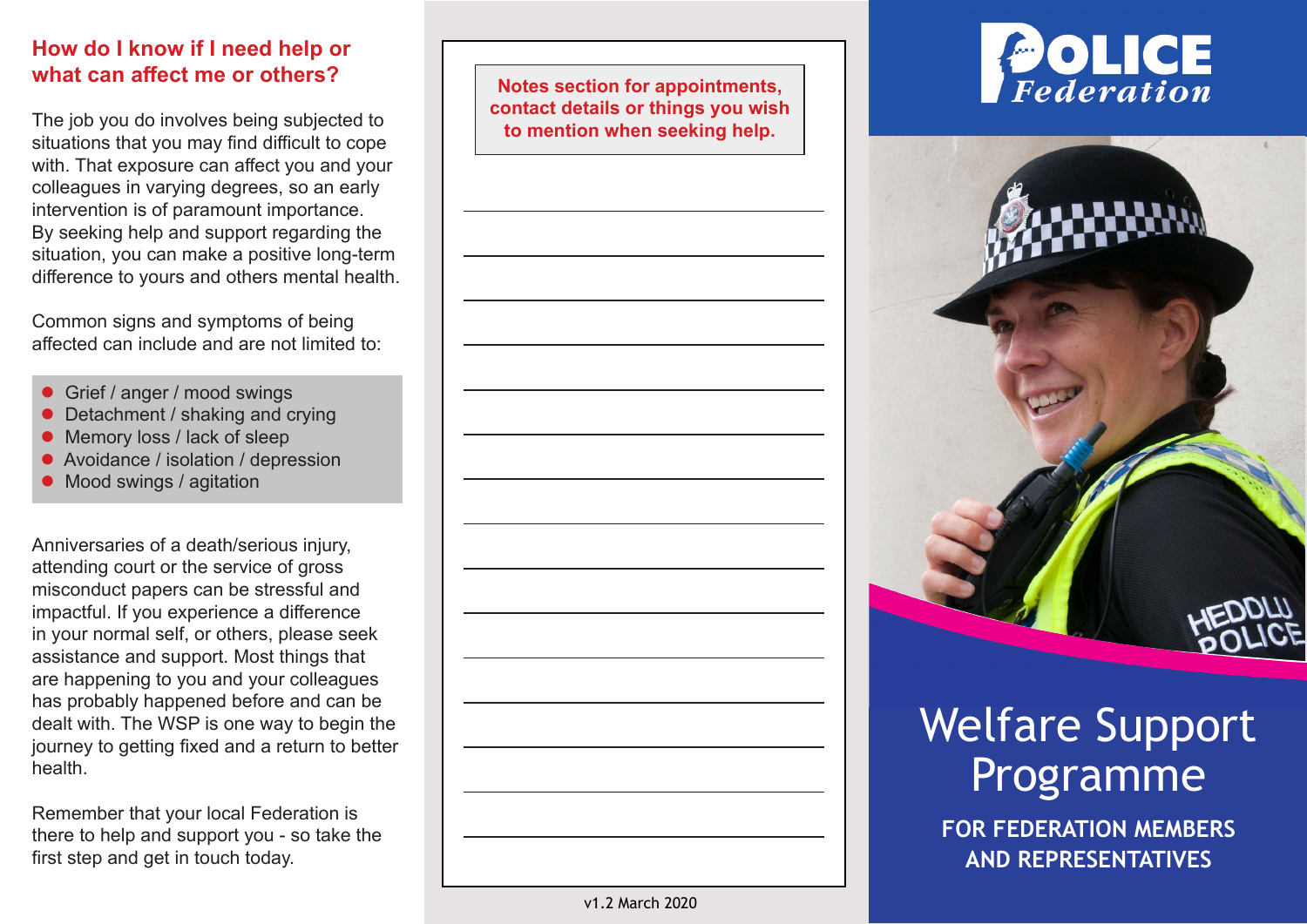## How do I know if I need help or what can affect me or others?

The job you do involves being subjected to situations that you may find difficult to cope with. That exposure can affect you and your colleagues in varying degrees, so an early intervention is of paramount importance. By seeking help and support regarding the situation, you can make a positive long-term difference to yours and others mental health.

Common signs and symptoms of being affected can include and are not limited to:

- Grief / anger / mood swings
- Detachment / shaking and crying
- Memory loss / lack of sleep
- Avoidance / isolation / depression
- Mood swings / agitation

Anniversaries of a death/serious injury, attending court or the service of gross misconduct papers can be stressful and impactful. If you experience a difference in your normal self, or others, please seek assistance and support. Most things that are happening to you and your colleagues has probably happened before and can be dealt with. The WSP is one way to begin the journey to getting fixed and a return to better health.

Remember that your local Federation is there to help and support you - so take the first step and get in touch today.

**Notes section for appointments, contact details or things you wish to mention when seeking help.**

v1.2 March 2020

# POLICE Federation

# Welfare Support Programme

**FOR FEDERATION MEMBERS AND REPRESENTATIVES**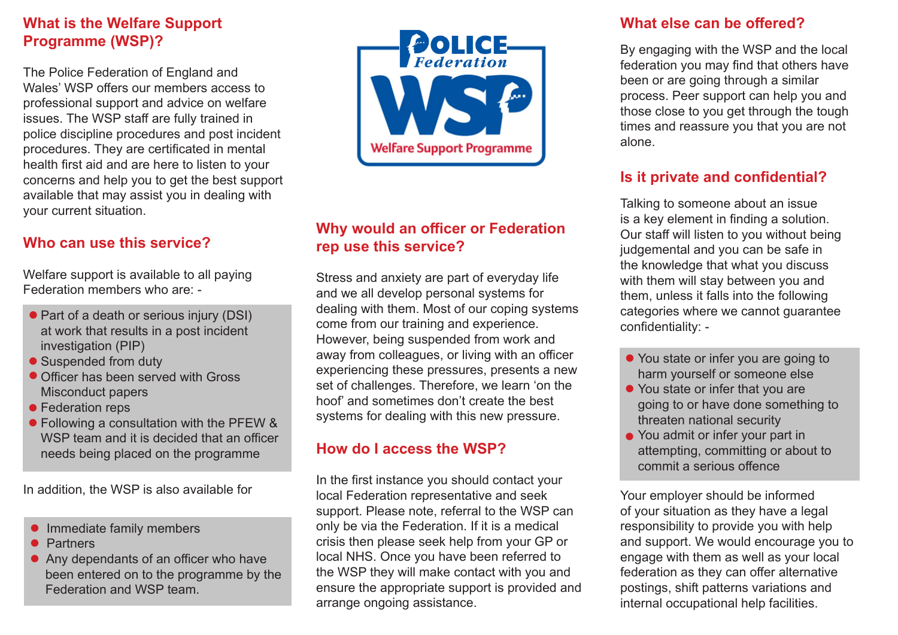## What is the Welfare Support Programme (WSP)?

The Police Federation of England and Wales' WSP offers our members access to professional support and advice on welfare issues. The WSP staff are fully trained in police discipline procedures and post incident procedures. They are certificated in mental health first aid and are here to listen to your concerns and help you to get the best support available that may assist you in dealing with your current situation.

## Who can use this service?

Welfare support is available to all paying Federation members who are: -

- Part of a death or serious injury (DSI) at work that results in a post incident investigation (PIP)
- Suspended from duty
- Officer has been served with Gross Misconduct papers
- Federation reps
- Following a consultation with the PFEW & WSP team and it is decided that an officer needs being placed on the programme

In addition, the WSP is also available for

- Immediate family members
- Partners
- Any dependants of an officer who have been entered on to the programme by the Federation and WSP team.

POLICE Federation

WSP

Welfare Support Programme

## Why would an officer or Federation rep use this service?

Stress and anxiety are part of everyday life and we all develop personal systems for dealing with them. Most of our coping systems come from our training and experience. However, being suspended from work and away from colleagues, or living with an officer experiencing these pressures, presents a new set of challenges. Therefore, we learn 'on the hoof' and sometimes don't create the best systems for dealing with this new pressure.

## How do I access the WSP?

In the first instance you should contact your local Federation representative and seek support. Please note, referral to the WSP can only be via the Federation. If it is a medical crisis then please seek help from your GP or local NHS. Once you have been referred to the WSP they will make contact with you and ensure the appropriate support is provided and arrange ongoing assistance.

## What else can be offered?

By engaging with the WSP and the local federation you may find that others have been or are going through a similar process. Peer support can help you and those close to you get through the tough times and reassure you that you are not alone.

## Is it private and confidential?

Talking to someone about an issue is a key element in finding a solution. Our staff will listen to you without being judgemental and you can be safe in the knowledge that what you discuss with them will stay between you and them, unless it falls into the following categories where we cannot guarantee confidentiality: -

- You state or infer you are going to harm yourself or someone else
- You state or infer that you are going to or have done something to threaten national security
- You admit or infer your part in attempting, committing or about to commit a serious offence

Your employer should be informed of your situation as they have a legal responsibility to provide you with help and support. We would encourage you to engage with them as well as your local federation as they can offer alternative postings, shift patterns variations and internal occupational help facilities.